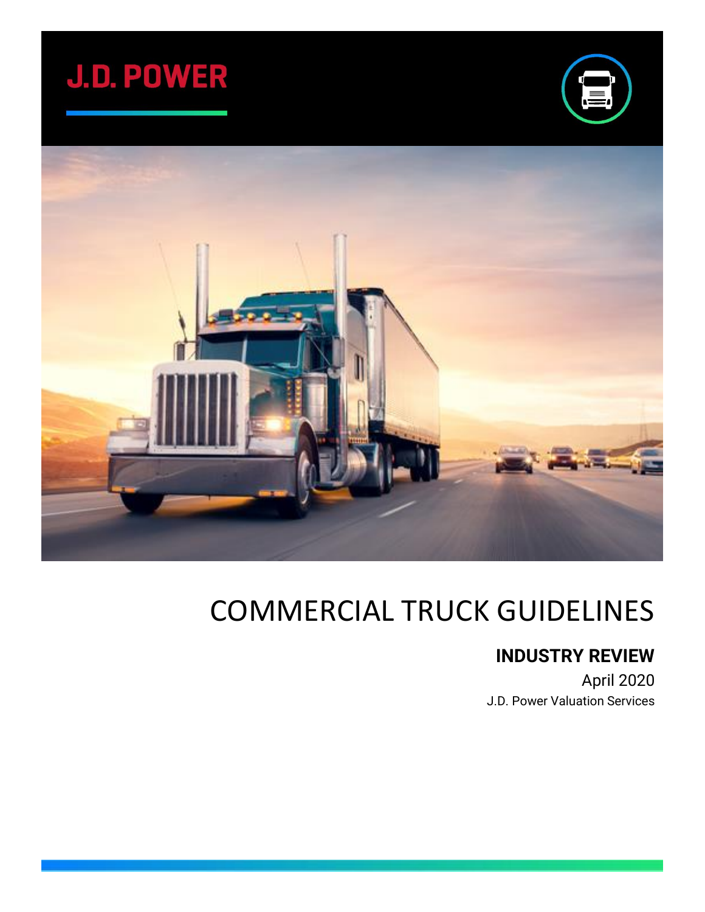J.D. POWER

# COMMERCIAL TRUCK GUIDELINES

## INDUSTRY REVIEW

April 2020

J.D. Power Valuation Services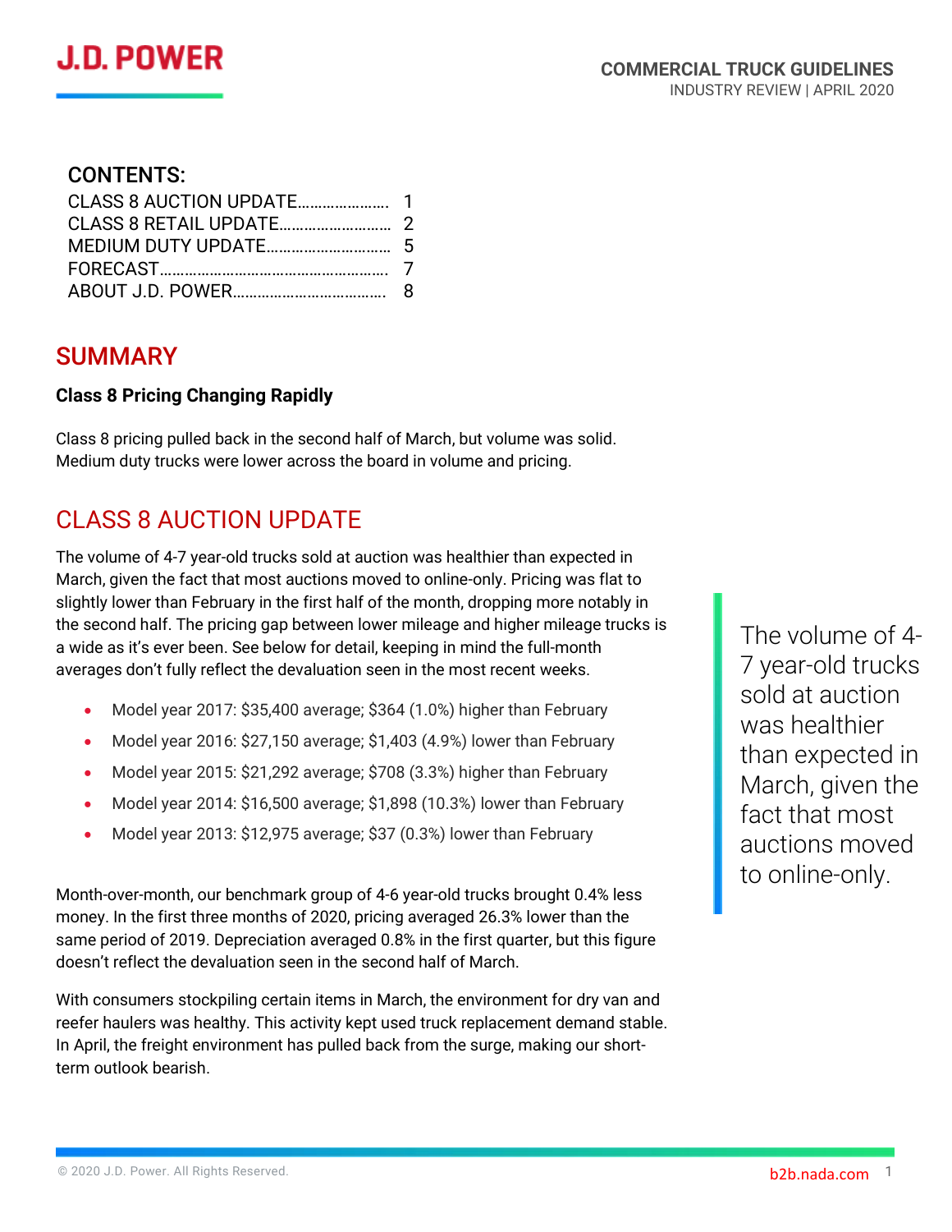# J.D. POWER

**COMMERCIAL TRUCK GUIDELINES**
INDUSTRY REVIEW | APRIL 2020

## CONTENTS:

| | |
|---|---|
| CLASS 8 AUCTION UPDATE…………………. | 1 |
| CLASS 8 RETAIL UPDATE……………………… | 2 |
| MEDIUM DUTY UPDATE………………………… | 5 |
| FORECAST……………………………………………… | 7 |
| ABOUT J.D. POWER……………………………… | 8 |

## SUMMARY

**Class 8 Pricing Changing Rapidly**

Class 8 pricing pulled back in the second half of March, but volume was solid. Medium duty trucks were lower across the board in volume and pricing.

## CLASS 8 AUCTION UPDATE

The volume of 4-7 year-old trucks sold at auction was healthier than expected in March, given the fact that most auctions moved to online-only. Pricing was flat to slightly lower than February in the first half of the month, dropping more notably in the second half. The pricing gap between lower mileage and higher mileage trucks is a wide as it's ever been. See below for detail, keeping in mind the full-month averages don't fully reflect the devaluation seen in the most recent weeks.

- Model year 2017: $35,400 average; $364 (1.0%) higher than February
- Model year 2016: $27,150 average; $1,403 (4.9%) lower than February
- Model year 2015: $21,292 average; $708 (3.3%) higher than February
- Model year 2014: $16,500 average; $1,898 (10.3%) lower than February
- Model year 2013: $12,975 average; $37 (0.3%) lower than February

Month-over-month, our benchmark group of 4-6 year-old trucks brought 0.4% less money. In the first three months of 2020, pricing averaged 26.3% lower than the same period of 2019. Depreciation averaged 0.8% in the first quarter, but this figure doesn't reflect the devaluation seen in the second half of March.

With consumers stockpiling certain items in March, the environment for dry van and reefer haulers was healthy. This activity kept used truck replacement demand stable. In April, the freight environment has pulled back from the surge, making our short-term outlook bearish.

> The volume of 4-7 year-old trucks sold at auction was healthier than expected in March, given the fact that most auctions moved to online-only.

© 2020 J.D. Power. All Rights Reserved.

b2b.nada.com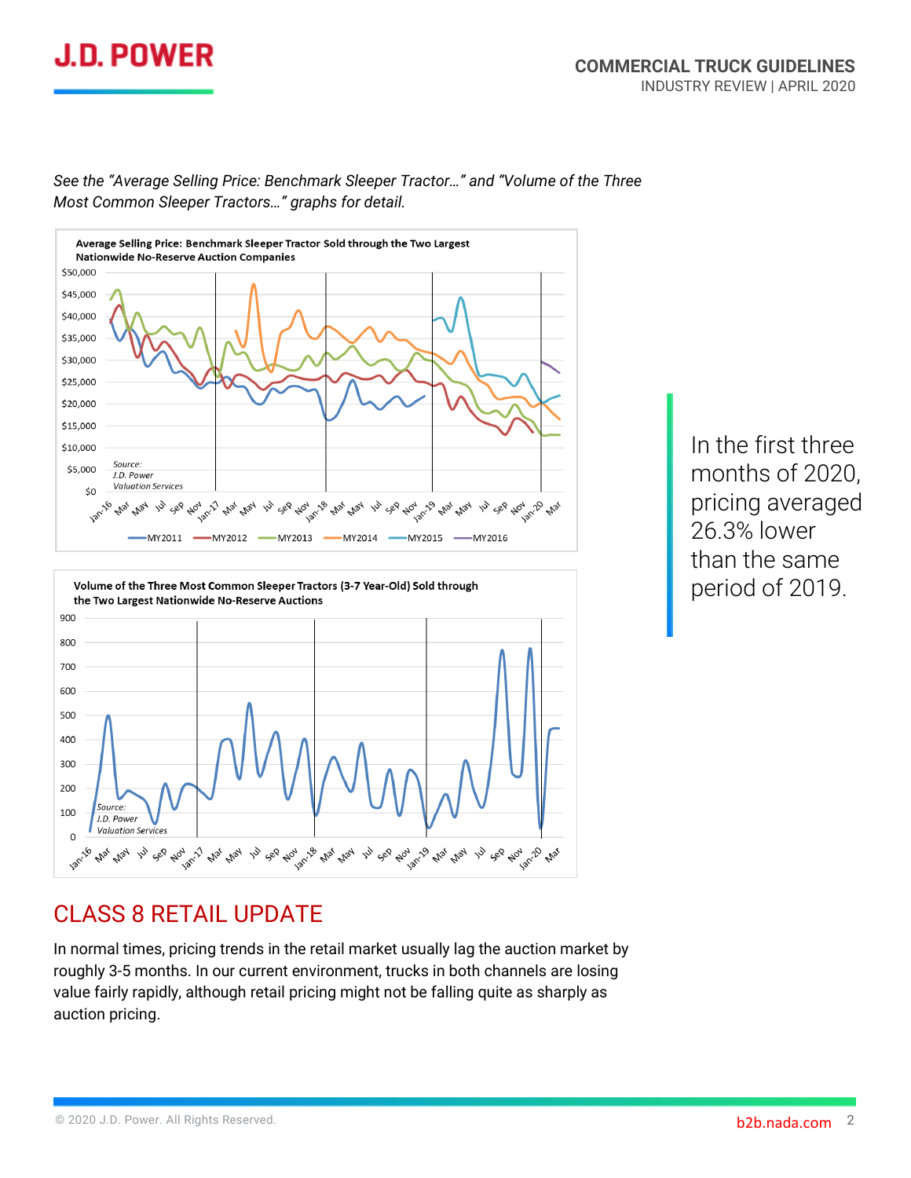*See the "Average Selling Price: Benchmark Sleeper Tractor…" and "Volume of the Three Most Common Sleeper Tractors…" graphs for detail.*

**Average Selling Price: Benchmark Sleeper Tractor Sold through the Two Largest Nationwide No-Reserve Auction Companies**

Source: J.D. Power Valuation Services

MY2011, MY2012, MY2013, MY2014, MY2015, MY2016

**Volume of the Three Most Common Sleeper Tractors (3-7 Year-Old) Sold through the Two Largest Nationwide No-Reserve Auctions**

Source: J.D. Power Valuation Services

In the first three months of 2020, pricing averaged 26.3% lower than the same period of 2019.

## CLASS 8 RETAIL UPDATE

In normal times, pricing trends in the retail market usually lag the auction market by roughly 3-5 months. In our current environment, trucks in both channels are losing value fairly rapidly, although retail pricing might not be falling quite as sharply as auction pricing.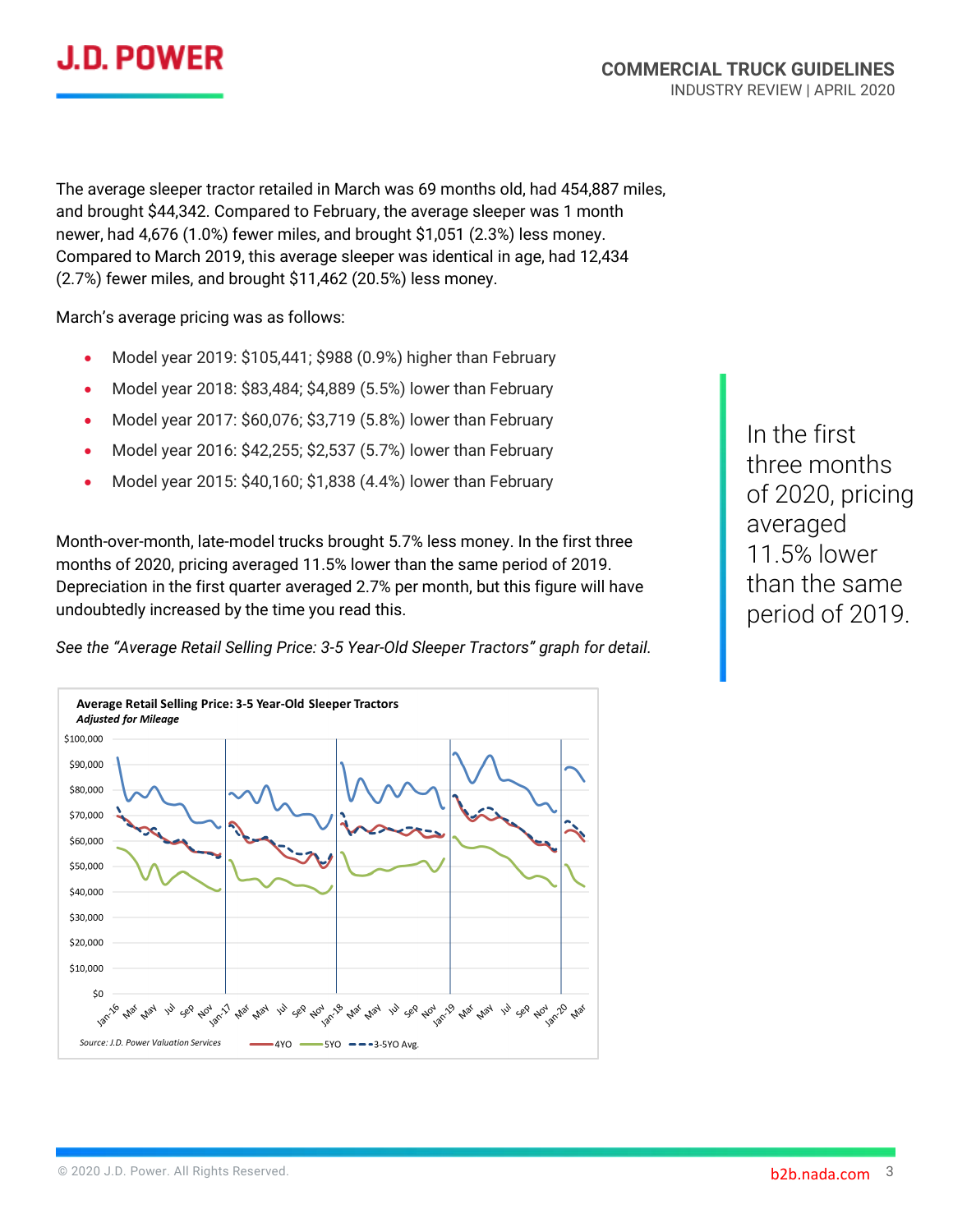The average sleeper tractor retailed in March was 69 months old, had 454,887 miles, and brought $44,342. Compared to February, the average sleeper was 1 month newer, had 4,676 (1.0%) fewer miles, and brought $1,051 (2.3%) less money. Compared to March 2019, this average sleeper was identical in age, had 12,434 (2.7%) fewer miles, and brought $11,462 (20.5%) less money.

March's average pricing was as follows:

- Model year 2019: $105,441; $988 (0.9%) higher than February
- Model year 2018: $83,484; $4,889 (5.5%) lower than February
- Model year 2017: $60,076; $3,719 (5.8%) lower than February
- Model year 2016: $42,255; $2,537 (5.7%) lower than February
- Model year 2015: $40,160; $1,838 (4.4%) lower than February

Month-over-month, late-model trucks brought 5.7% less money. In the first three months of 2020, pricing averaged 11.5% lower than the same period of 2019. Depreciation in the first quarter averaged 2.7% per month, but this figure will have undoubtedly increased by the time you read this.

*See the "Average Retail Selling Price: 3-5 Year-Old Sleeper Tractors" graph for detail.*

> In the first three months of 2020, pricing averaged 11.5% lower than the same period of 2019.

**Average Retail Selling Price: 3-5 Year-Old Sleeper Tractors**
***Adjusted for Mileage***

*Source: J.D. Power Valuation Services* — 4YO, 5YO, 3-5YO Avg.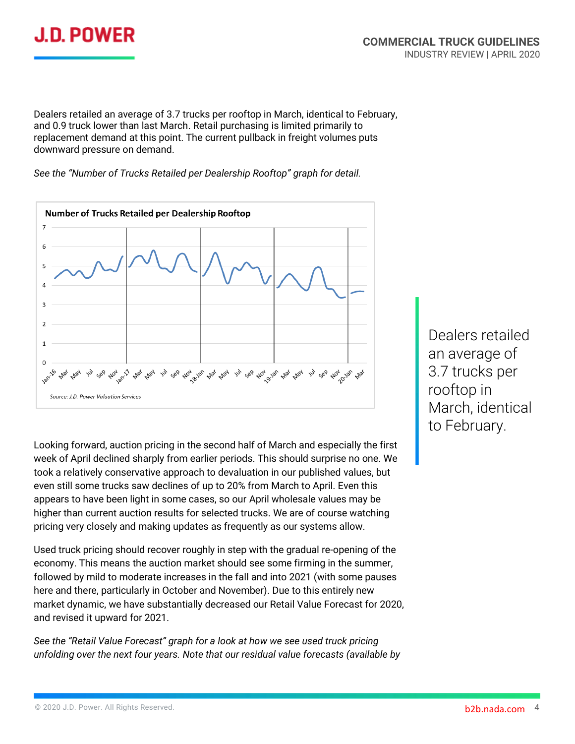Dealers retailed an average of 3.7 trucks per rooftop in March, identical to February, and 0.9 truck lower than last March. Retail purchasing is limited primarily to replacement demand at this point. The current pullback in freight volumes puts downward pressure on demand.

*See the "Number of Trucks Retailed per Dealership Rooftop" graph for detail.*

**Number of Trucks Retailed per Dealership Rooftop**

*Source: J.D. Power Valuation Services*

Dealers retailed an average of 3.7 trucks per rooftop in March, identical to February.

Looking forward, auction pricing in the second half of March and especially the first week of April declined sharply from earlier periods. This should surprise no one. We took a relatively conservative approach to devaluation in our published values, but even still some trucks saw declines of up to 20% from March to April. Even this appears to have been light in some cases, so our April wholesale values may be higher than current auction results for selected trucks. We are of course watching pricing very closely and making updates as frequently as our systems allow.

Used truck pricing should recover roughly in step with the gradual re-opening of the economy. This means the auction market should see some firming in the summer, followed by mild to moderate increases in the fall and into 2021 (with some pauses here and there, particularly in October and November). Due to this entirely new market dynamic, we have substantially decreased our Retail Value Forecast for 2020, and revised it upward for 2021.

*See the "Retail Value Forecast" graph for a look at how we see used truck pricing unfolding over the next four years. Note that our residual value forecasts (available by*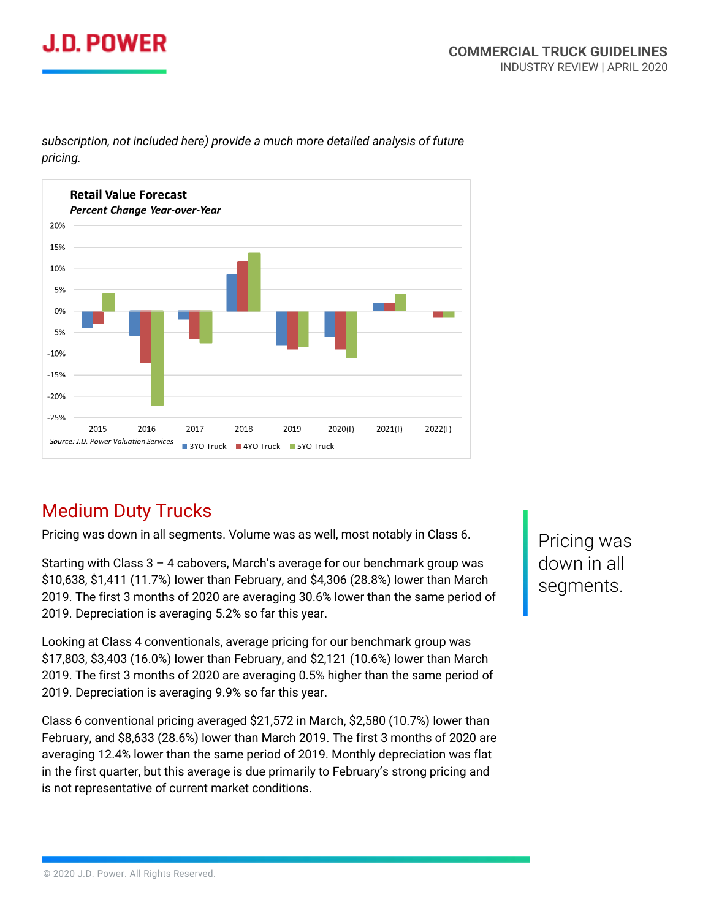subscription, not included here) provide a much more detailed analysis of future pricing.*

**Retail Value Forecast**
***Percent Change Year-over-Year***

Source: J.D. Power Valuation Services

## Medium Duty Trucks

Pricing was down in all segments. Volume was as well, most notably in Class 6.

Starting with Class 3 – 4 cabovers, March's average for our benchmark group was $10,638, $1,411 (11.7%) lower than February, and $4,306 (28.8%) lower than March 2019. The first 3 months of 2020 are averaging 30.6% lower than the same period of 2019. Depreciation is averaging 5.2% so far this year.

Looking at Class 4 conventionals, average pricing for our benchmark group was $17,803, $3,403 (16.0%) lower than February, and $2,121 (10.6%) lower than March 2019. The first 3 months of 2020 are averaging 0.5% higher than the same period of 2019. Depreciation is averaging 9.9% so far this year.

Class 6 conventional pricing averaged $21,572 in March, $2,580 (10.7%) lower than February, and $8,633 (28.6%) lower than March 2019. The first 3 months of 2020 are averaging 12.4% lower than the same period of 2019. Monthly depreciation was flat in the first quarter, but this average is due primarily to February's strong pricing and is not representative of current market conditions.

> Pricing was down in all segments.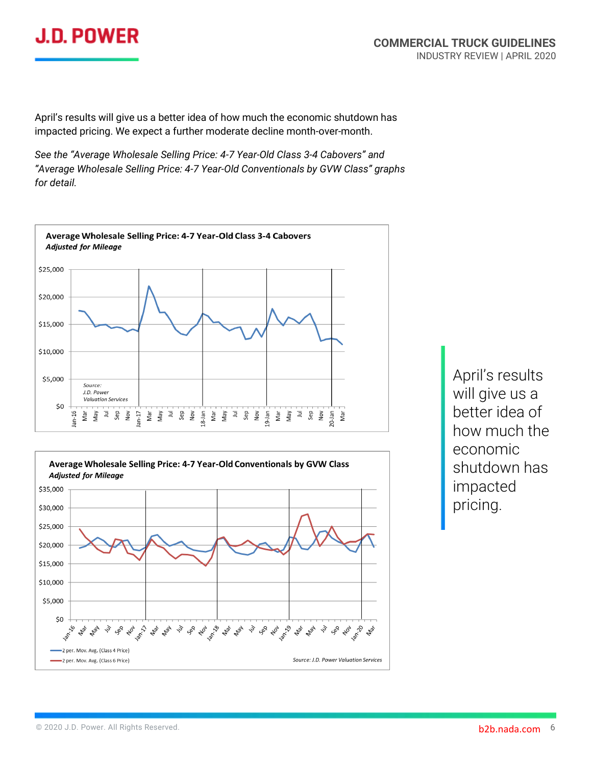April's results will give us a better idea of how much the economic shutdown has impacted pricing. We expect a further moderate decline month-over-month.

*See the "Average Wholesale Selling Price: 4-7 Year-Old Class 3-4 Cabovers" and "Average Wholesale Selling Price: 4-7 Year-Old Conventionals by GVW Class" graphs for detail.*

**Average Wholesale Selling Price: 4-7 Year-Old Class 3-4 Cabovers**
***Adjusted for Mileage***

*Source: J.D. Power Valuation Services*

**Average Wholesale Selling Price: 4-7 Year-Old Conventionals by GVW Class**
***Adjusted for Mileage***

2 per. Mov. Avg. (Class 4 Price)
2 per. Mov. Avg. (Class 6 Price)

*Source: J.D. Power Valuation Services*

April's results will give us a better idea of how much the economic shutdown has impacted pricing.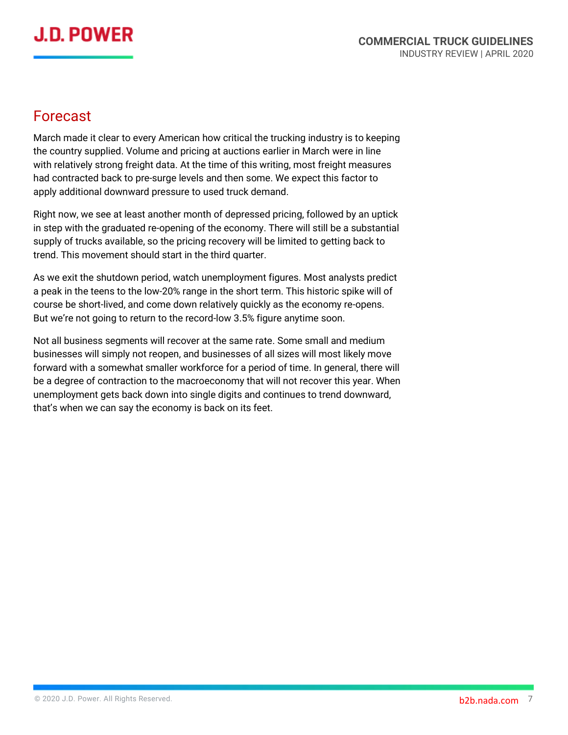## Forecast

March made it clear to every American how critical the trucking industry is to keeping the country supplied. Volume and pricing at auctions earlier in March were in line with relatively strong freight data. At the time of this writing, most freight measures had contracted back to pre-surge levels and then some. We expect this factor to apply additional downward pressure to used truck demand.

Right now, we see at least another month of depressed pricing, followed by an uptick in step with the graduated re-opening of the economy. There will still be a substantial supply of trucks available, so the pricing recovery will be limited to getting back to trend. This movement should start in the third quarter.

As we exit the shutdown period, watch unemployment figures. Most analysts predict a peak in the teens to the low-20% range in the short term. This historic spike will of course be short-lived, and come down relatively quickly as the economy re-opens. But we're not going to return to the record-low 3.5% figure anytime soon.

Not all business segments will recover at the same rate. Some small and medium businesses will simply not reopen, and businesses of all sizes will most likely move forward with a somewhat smaller workforce for a period of time. In general, there will be a degree of contraction to the macroeconomy that will not recover this year. When unemployment gets back down into single digits and continues to trend downward, that's when we can say the economy is back on its feet.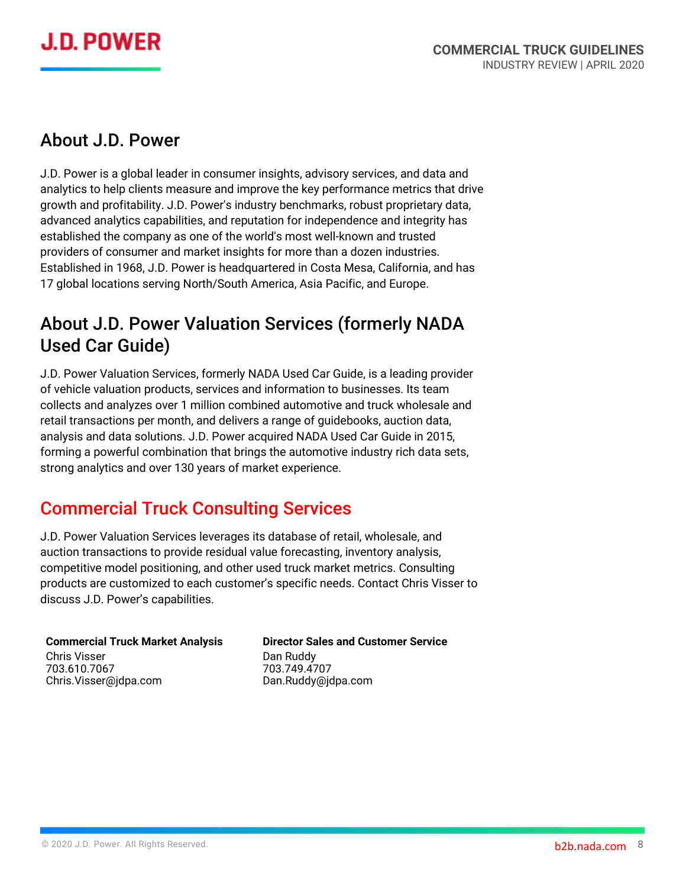## About J.D. Power

J.D. Power is a global leader in consumer insights, advisory services, and data and analytics to help clients measure and improve the key performance metrics that drive growth and profitability. J.D. Power's industry benchmarks, robust proprietary data, advanced analytics capabilities, and reputation for independence and integrity has established the company as one of the world's most well-known and trusted providers of consumer and market insights for more than a dozen industries. Established in 1968, J.D. Power is headquartered in Costa Mesa, California, and has 17 global locations serving North/South America, Asia Pacific, and Europe.

## About J.D. Power Valuation Services (formerly NADA Used Car Guide)

J.D. Power Valuation Services, formerly NADA Used Car Guide, is a leading provider of vehicle valuation products, services and information to businesses. Its team collects and analyzes over 1 million combined automotive and truck wholesale and retail transactions per month, and delivers a range of guidebooks, auction data, analysis and data solutions. J.D. Power acquired NADA Used Car Guide in 2015, forming a powerful combination that brings the automotive industry rich data sets, strong analytics and over 130 years of market experience.

## Commercial Truck Consulting Services

J.D. Power Valuation Services leverages its database of retail, wholesale, and auction transactions to provide residual value forecasting, inventory analysis, competitive model positioning, and other used truck market metrics. Consulting products are customized to each customer's specific needs. Contact Chris Visser to discuss J.D. Power's capabilities.

**Commercial Truck Market Analysis**
Chris Visser
703.610.7067
Chris.Visser@jdpa.com

**Director Sales and Customer Service**
Dan Ruddy
703.749.4707
Dan.Ruddy@jdpa.com